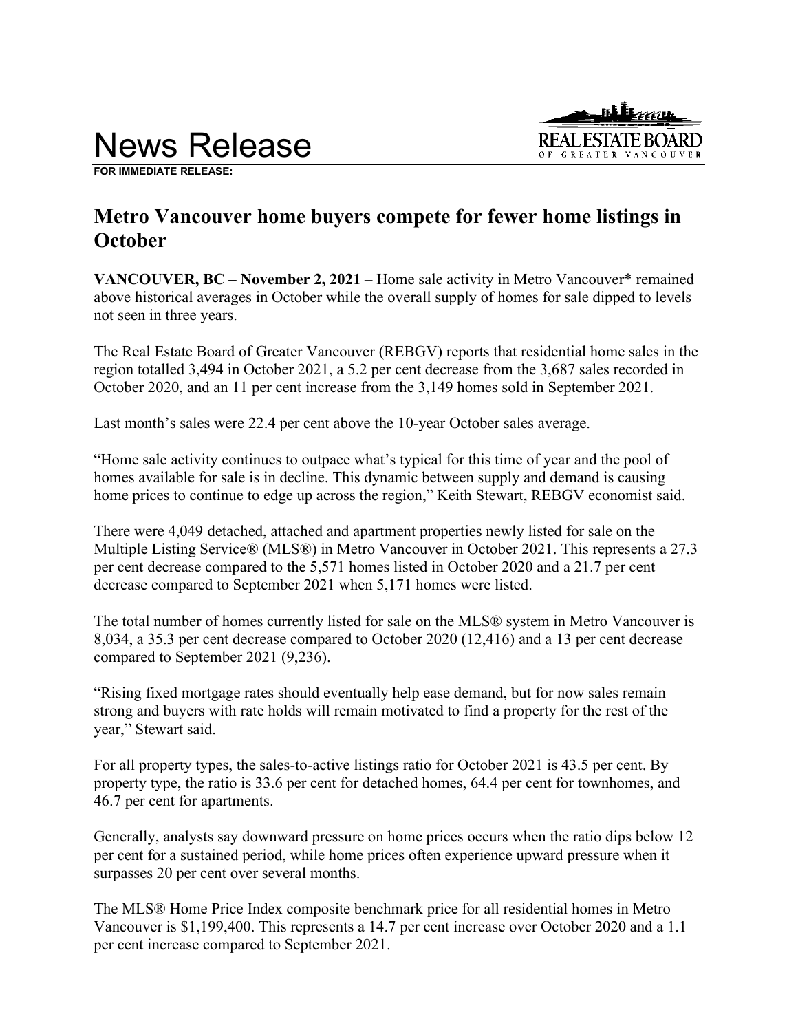# News Release

**FOR IMMEDIATE RELEASE:**

REAL ESTATE BOARD OF GREATER VANCOUVER

## Metro Vancouver home buyers compete for fewer home listings in October

**VANCOUVER, BC – November 2, 2021** – Home sale activity in Metro Vancouver* remained above historical averages in October while the overall supply of homes for sale dipped to levels not seen in three years.

The Real Estate Board of Greater Vancouver (REBGV) reports that residential home sales in the region totalled 3,494 in October 2021, a 5.2 per cent decrease from the 3,687 sales recorded in October 2020, and an 11 per cent increase from the 3,149 homes sold in September 2021.

Last month's sales were 22.4 per cent above the 10-year October sales average.

"Home sale activity continues to outpace what's typical for this time of year and the pool of homes available for sale is in decline. This dynamic between supply and demand is causing home prices to continue to edge up across the region," Keith Stewart, REBGV economist said.

There were 4,049 detached, attached and apartment properties newly listed for sale on the Multiple Listing Service® (MLS®) in Metro Vancouver in October 2021. This represents a 27.3 per cent decrease compared to the 5,571 homes listed in October 2020 and a 21.7 per cent decrease compared to September 2021 when 5,171 homes were listed.

The total number of homes currently listed for sale on the MLS® system in Metro Vancouver is 8,034, a 35.3 per cent decrease compared to October 2020 (12,416) and a 13 per cent decrease compared to September 2021 (9,236).

"Rising fixed mortgage rates should eventually help ease demand, but for now sales remain strong and buyers with rate holds will remain motivated to find a property for the rest of the year," Stewart said.

For all property types, the sales-to-active listings ratio for October 2021 is 43.5 per cent. By property type, the ratio is 33.6 per cent for detached homes, 64.4 per cent for townhomes, and 46.7 per cent for apartments.

Generally, analysts say downward pressure on home prices occurs when the ratio dips below 12 per cent for a sustained period, while home prices often experience upward pressure when it surpasses 20 per cent over several months.

The MLS® Home Price Index composite benchmark price for all residential homes in Metro Vancouver is $1,199,400. This represents a 14.7 per cent increase over October 2020 and a 1.1 per cent increase compared to September 2021.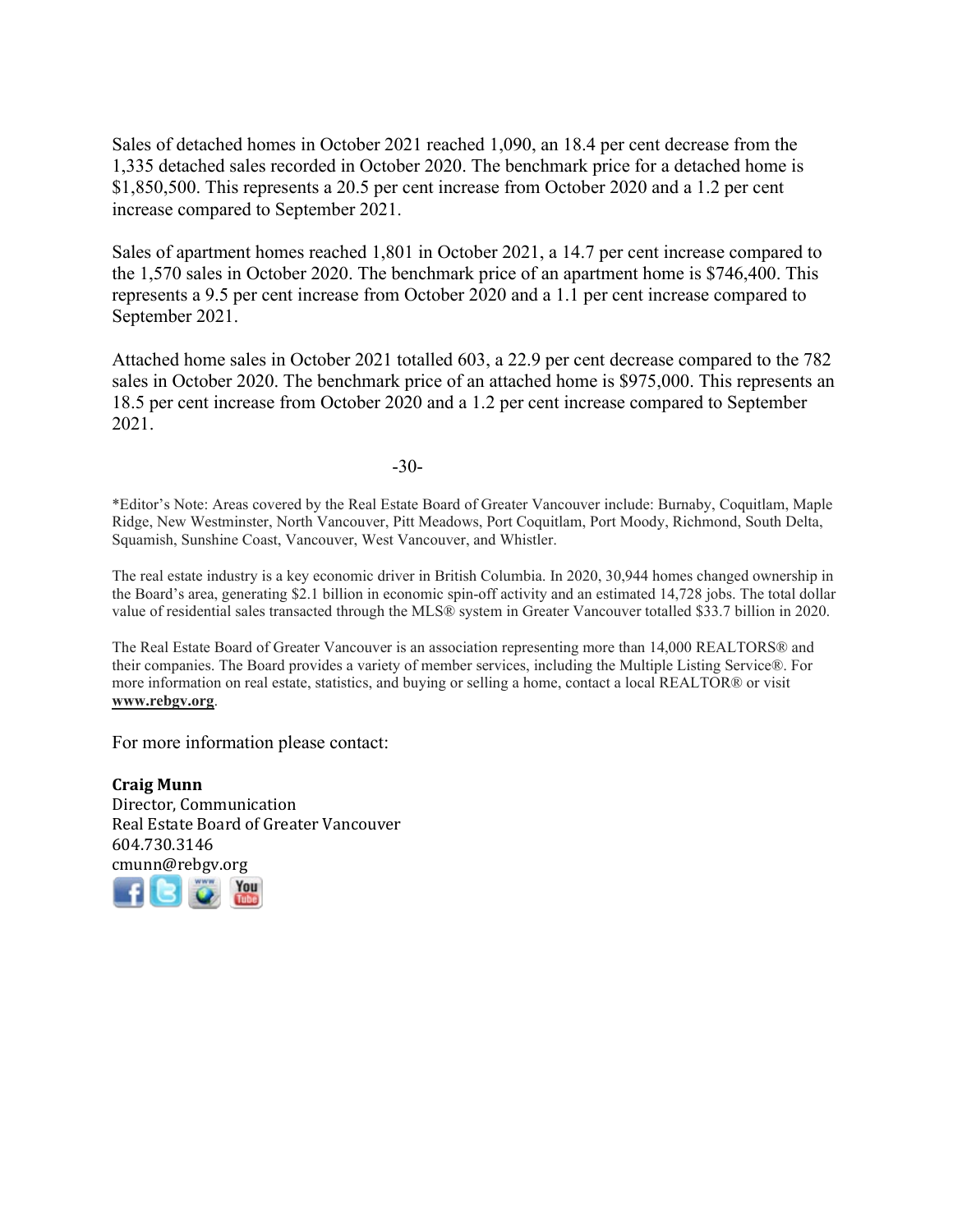Sales of detached homes in October 2021 reached 1,090, an 18.4 per cent decrease from the 1,335 detached sales recorded in October 2020. The benchmark price for a detached home is $1,850,500. This represents a 20.5 per cent increase from October 2020 and a 1.2 per cent increase compared to September 2021.

Sales of apartment homes reached 1,801 in October 2021, a 14.7 per cent increase compared to the 1,570 sales in October 2020. The benchmark price of an apartment home is $746,400. This represents a 9.5 per cent increase from October 2020 and a 1.1 per cent increase compared to September 2021.

Attached home sales in October 2021 totalled 603, a 22.9 per cent decrease compared to the 782 sales in October 2020. The benchmark price of an attached home is $975,000. This represents an 18.5 per cent increase from October 2020 and a 1.2 per cent increase compared to September 2021.

-30-

*Editor's Note: Areas covered by the Real Estate Board of Greater Vancouver include: Burnaby, Coquitlam, Maple Ridge, New Westminster, North Vancouver, Pitt Meadows, Port Coquitlam, Port Moody, Richmond, South Delta, Squamish, Sunshine Coast, Vancouver, West Vancouver, and Whistler.

The real estate industry is a key economic driver in British Columbia. In 2020, 30,944 homes changed ownership in the Board's area, generating $2.1 billion in economic spin-off activity and an estimated 14,728 jobs. The total dollar value of residential sales transacted through the MLS® system in Greater Vancouver totalled $33.7 billion in 2020.

The Real Estate Board of Greater Vancouver is an association representing more than 14,000 REALTORS® and their companies. The Board provides a variety of member services, including the Multiple Listing Service®. For more information on real estate, statistics, and buying or selling a home, contact a local REALTOR® or visit **www.rebgv.org**.

For more information please contact:

**Craig Munn**
Director, Communication
Real Estate Board of Greater Vancouver
604.730.3146
cmunn@rebgv.org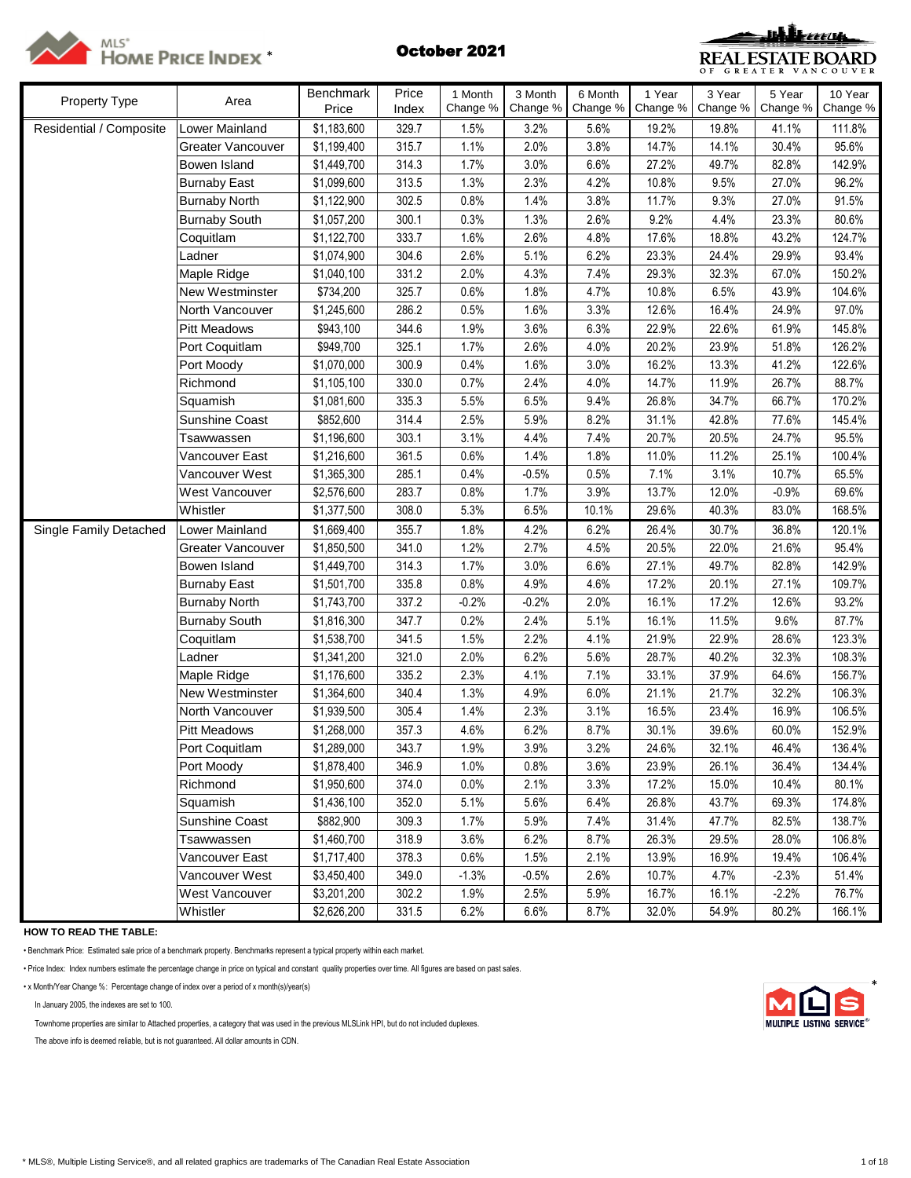# MLS® HOME PRICE INDEX *

## October 2021

REAL ESTATE BOARD OF GREATER VANCOUVER

| Property Type | Area | Benchmark Price | Price Index | 1 Month Change % | 3 Month Change % | 6 Month Change % | 1 Year Change % | 3 Year Change % | 5 Year Change % | 10 Year Change % |
|---|---|---|---|---|---|---|---|---|---|---|
| Residential / Composite | Lower Mainland | $1,183,600 | 329.7 | 1.5% | 3.2% | 5.6% | 19.2% | 19.8% | 41.1% | 111.8% |
| | Greater Vancouver | $1,199,400 | 315.7 | 1.1% | 2.0% | 3.8% | 14.7% | 14.1% | 30.4% | 95.6% |
| | Bowen Island | $1,449,700 | 314.3 | 1.7% | 3.0% | 6.6% | 27.2% | 49.7% | 82.8% | 142.9% |
| | Burnaby East | $1,099,600 | 313.5 | 1.3% | 2.3% | 4.2% | 10.8% | 9.5% | 27.0% | 96.2% |
| | Burnaby North | $1,122,900 | 302.5 | 0.8% | 1.4% | 3.8% | 11.7% | 9.3% | 27.0% | 91.5% |
| | Burnaby South | $1,057,200 | 300.1 | 0.3% | 1.3% | 2.6% | 9.2% | 4.4% | 23.3% | 80.6% |
| | Coquitlam | $1,122,700 | 333.7 | 1.6% | 2.6% | 4.8% | 17.6% | 18.8% | 43.2% | 124.7% |
| | Ladner | $1,074,900 | 304.6 | 2.6% | 5.1% | 6.2% | 23.3% | 24.4% | 29.9% | 93.4% |
| | Maple Ridge | $1,040,100 | 331.2 | 2.0% | 4.3% | 7.4% | 29.3% | 32.3% | 67.0% | 150.2% |
| | New Westminster | $734,200 | 325.7 | 0.6% | 1.8% | 4.7% | 10.8% | 6.5% | 43.9% | 104.6% |
| | North Vancouver | $1,245,600 | 286.2 | 0.5% | 1.6% | 3.3% | 12.6% | 16.4% | 24.9% | 97.0% |
| | Pitt Meadows | $943,100 | 344.6 | 1.9% | 3.6% | 6.3% | 22.9% | 22.6% | 61.9% | 145.8% |
| | Port Coquitlam | $949,700 | 325.1 | 1.7% | 2.6% | 4.0% | 20.2% | 23.9% | 51.8% | 126.2% |
| | Port Moody | $1,070,000 | 300.9 | 0.4% | 1.6% | 3.0% | 16.2% | 13.3% | 41.2% | 122.6% |
| | Richmond | $1,105,100 | 330.0 | 0.7% | 2.4% | 4.0% | 14.7% | 11.9% | 26.7% | 88.7% |
| | Squamish | $1,081,600 | 335.3 | 5.5% | 6.5% | 9.4% | 26.8% | 34.7% | 66.7% | 170.2% |
| | Sunshine Coast | $852,600 | 314.4 | 2.5% | 5.9% | 8.2% | 31.1% | 42.8% | 77.6% | 145.4% |
| | Tsawwassen | $1,196,600 | 303.1 | 3.1% | 4.4% | 7.4% | 20.7% | 20.5% | 24.7% | 95.5% |
| | Vancouver East | $1,216,600 | 361.5 | 0.6% | 1.4% | 1.8% | 11.0% | 11.2% | 25.1% | 100.4% |
| | Vancouver West | $1,365,300 | 285.1 | 0.4% | -0.5% | 0.5% | 7.1% | 3.1% | 10.7% | 65.5% |
| | West Vancouver | $2,576,600 | 283.7 | 0.8% | 1.7% | 3.9% | 13.7% | 12.0% | -0.9% | 69.6% |
| | Whistler | $1,377,500 | 308.0 | 5.3% | 6.5% | 10.1% | 29.6% | 40.3% | 83.0% | 168.5% |
| Single Family Detached | Lower Mainland | $1,669,400 | 355.7 | 1.8% | 4.2% | 6.2% | 26.4% | 30.7% | 36.8% | 120.1% |
| | Greater Vancouver | $1,850,500 | 341.0 | 1.2% | 2.7% | 4.5% | 20.5% | 22.0% | 21.6% | 95.4% |
| | Bowen Island | $1,449,700 | 314.3 | 1.7% | 3.0% | 6.6% | 27.1% | 49.7% | 82.8% | 142.9% |
| | Burnaby East | $1,501,700 | 335.8 | 0.8% | 4.9% | 4.6% | 17.2% | 20.1% | 27.1% | 109.7% |
| | Burnaby North | $1,743,700 | 337.2 | -0.2% | -0.2% | 2.0% | 16.1% | 17.2% | 12.6% | 93.2% |
| | Burnaby South | $1,816,300 | 347.7 | 0.2% | 2.4% | 5.1% | 16.1% | 11.5% | 9.6% | 87.7% |
| | Coquitlam | $1,538,700 | 341.5 | 1.5% | 2.2% | 4.1% | 21.9% | 22.9% | 28.6% | 123.3% |
| | Ladner | $1,341,200 | 321.0 | 2.0% | 6.2% | 5.6% | 28.7% | 40.2% | 32.3% | 108.3% |
| | Maple Ridge | $1,176,600 | 335.2 | 2.3% | 4.1% | 7.1% | 33.1% | 37.9% | 64.6% | 156.7% |
| | New Westminster | $1,364,600 | 340.4 | 1.3% | 4.9% | 6.0% | 21.1% | 21.7% | 32.2% | 106.3% |
| | North Vancouver | $1,939,500 | 305.4 | 1.4% | 2.3% | 3.1% | 16.5% | 23.4% | 16.9% | 106.5% |
| | Pitt Meadows | $1,268,000 | 357.3 | 4.6% | 6.2% | 8.7% | 30.1% | 39.6% | 60.0% | 152.9% |
| | Port Coquitlam | $1,289,000 | 343.7 | 1.9% | 3.9% | 3.2% | 24.6% | 32.1% | 46.4% | 136.4% |
| | Port Moody | $1,878,400 | 346.9 | 1.0% | 0.8% | 3.6% | 23.9% | 26.1% | 36.4% | 134.4% |
| | Richmond | $1,950,600 | 374.0 | 0.0% | 2.1% | 3.3% | 17.2% | 15.0% | 10.4% | 80.1% |
| | Squamish | $1,436,100 | 352.0 | 5.1% | 5.6% | 6.4% | 26.8% | 43.7% | 69.3% | 174.8% |
| | Sunshine Coast | $882,900 | 309.3 | 1.7% | 5.9% | 7.4% | 31.4% | 47.7% | 82.5% | 138.7% |
| | Tsawwassen | $1,460,700 | 318.9 | 3.6% | 6.2% | 8.7% | 26.3% | 29.5% | 28.0% | 106.8% |
| | Vancouver East | $1,717,400 | 378.3 | 0.6% | 1.5% | 2.1% | 13.9% | 16.9% | 19.4% | 106.4% |
| | Vancouver West | $3,450,400 | 349.0 | -1.3% | -0.5% | 2.6% | 10.7% | 4.7% | -2.3% | 51.4% |
| | West Vancouver | $3,201,200 | 302.2 | 1.9% | 2.5% | 5.9% | 16.7% | 16.1% | -2.2% | 76.7% |
| | Whistler | $2,626,200 | 331.5 | 6.2% | 6.6% | 8.7% | 32.0% | 54.9% | 80.2% | 166.1% |

**HOW TO READ THE TABLE:**

• Benchmark Price: Estimated sale price of a benchmark property. Benchmarks represent a typical property within each market.

• Price Index: Index numbers estimate the percentage change in price on typical and constant quality properties over time. All figures are based on past sales.

• x Month/Year Change %: Percentage change of index over a period of x month(s)/year(s)

In January 2005, the indexes are set to 100.

Townhome properties are similar to Attached properties, a category that was used in the previous MLSLink HPI, but do not included duplexes.

The above info is deemed reliable, but is not guaranteed. All dollar amounts in CDN.

* MLS®, Multiple Listing Service®, and all related graphics are trademarks of The Canadian Real Estate Association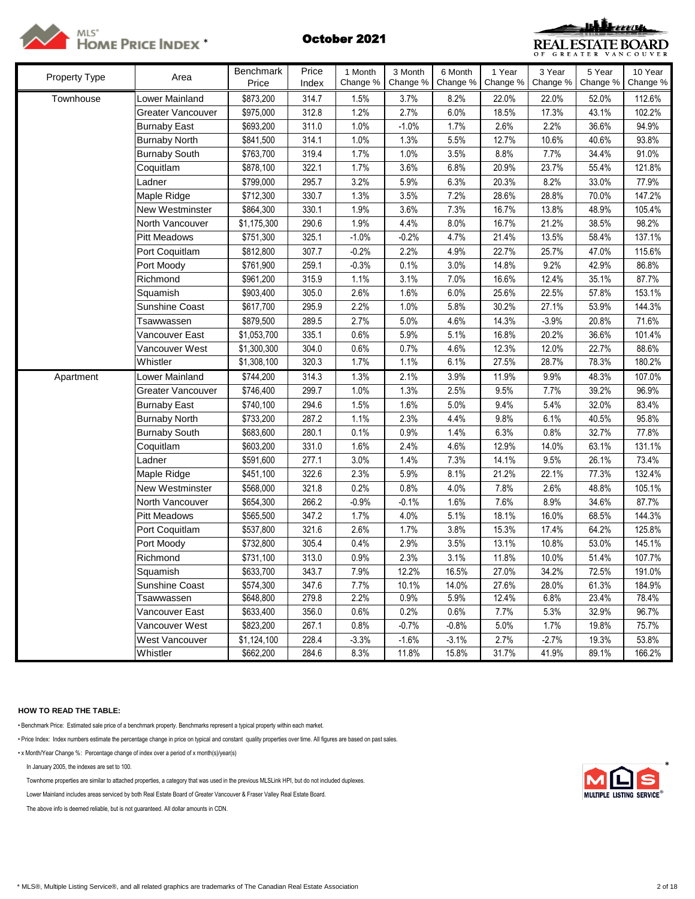MLS® HOME PRICE INDEX *

**October 2021**

REAL ESTATE BOARD OF GREATER VANCOUVER

| Property Type | Area | Benchmark Price | Price Index | 1 Month Change % | 3 Month Change % | 6 Month Change % | 1 Year Change % | 3 Year Change % | 5 Year Change % | 10 Year Change % |
|---|---|---|---|---|---|---|---|---|---|---|
| Townhouse | Lower Mainland | $873,200 | 314.7 | 1.5% | 3.7% | 8.2% | 22.0% | 22.0% | 52.0% | 112.6% |
| | Greater Vancouver | $975,000 | 312.8 | 1.2% | 2.7% | 6.0% | 18.5% | 17.3% | 43.1% | 102.2% |
| | Burnaby East | $693,200 | 311.0 | 1.0% | -1.0% | 1.7% | 2.6% | 2.2% | 36.6% | 94.9% |
| | Burnaby North | $841,500 | 314.1 | 1.0% | 1.3% | 5.5% | 12.7% | 10.6% | 40.6% | 93.8% |
| | Burnaby South | $763,700 | 319.4 | 1.7% | 1.0% | 3.5% | 8.8% | 7.7% | 34.4% | 91.0% |
| | Coquitlam | $878,100 | 322.1 | 1.7% | 3.6% | 6.8% | 20.9% | 23.7% | 55.4% | 121.8% |
| | Ladner | $799,000 | 295.7 | 3.2% | 5.9% | 6.3% | 20.3% | 8.2% | 33.0% | 77.9% |
| | Maple Ridge | $712,300 | 330.7 | 1.3% | 3.5% | 7.2% | 28.6% | 28.8% | 70.0% | 147.2% |
| | New Westminster | $864,300 | 330.1 | 1.9% | 3.6% | 7.3% | 16.7% | 13.8% | 48.9% | 105.4% |
| | North Vancouver | $1,175,300 | 290.6 | 1.9% | 4.4% | 8.0% | 16.7% | 21.2% | 38.5% | 98.2% |
| | Pitt Meadows | $751,300 | 325.1 | -1.0% | -0.2% | 4.7% | 21.4% | 13.5% | 58.4% | 137.1% |
| | Port Coquitlam | $812,800 | 307.7 | -0.2% | 2.2% | 4.9% | 22.7% | 25.7% | 47.0% | 115.6% |
| | Port Moody | $761,900 | 259.1 | -0.3% | 0.1% | 3.0% | 14.8% | 9.2% | 42.9% | 86.8% |
| | Richmond | $961,200 | 315.9 | 1.1% | 3.1% | 7.0% | 16.6% | 12.4% | 35.1% | 87.7% |
| | Squamish | $903,400 | 305.0 | 2.6% | 1.6% | 6.0% | 25.6% | 22.5% | 57.8% | 153.1% |
| | Sunshine Coast | $617,700 | 295.9 | 2.2% | 1.0% | 5.8% | 30.2% | 27.1% | 53.9% | 144.3% |
| | Tsawwassen | $879,500 | 289.5 | 2.7% | 5.0% | 4.6% | 14.3% | -3.9% | 20.8% | 71.6% |
| | Vancouver East | $1,053,700 | 335.1 | 0.6% | 5.9% | 5.1% | 16.8% | 20.2% | 36.6% | 101.4% |
| | Vancouver West | $1,300,300 | 304.0 | 0.6% | 0.7% | 4.6% | 12.3% | 12.0% | 22.7% | 88.6% |
| | Whistler | $1,308,100 | 320.3 | 1.7% | 1.1% | 6.1% | 27.5% | 28.7% | 78.3% | 180.2% |
| Apartment | Lower Mainland | $744,200 | 314.3 | 1.3% | 2.1% | 3.9% | 11.9% | 9.9% | 48.3% | 107.0% |
| | Greater Vancouver | $746,400 | 299.7 | 1.0% | 1.3% | 2.5% | 9.5% | 7.7% | 39.2% | 96.9% |
| | Burnaby East | $740,100 | 294.6 | 1.5% | 1.6% | 5.0% | 9.4% | 5.4% | 32.0% | 83.4% |
| | Burnaby North | $733,200 | 287.2 | 1.1% | 2.3% | 4.4% | 9.8% | 6.1% | 40.5% | 95.8% |
| | Burnaby South | $683,600 | 280.1 | 0.1% | 0.9% | 1.4% | 6.3% | 0.8% | 32.7% | 77.8% |
| | Coquitlam | $603,200 | 331.0 | 1.6% | 2.4% | 4.6% | 12.9% | 14.0% | 63.1% | 131.1% |
| | Ladner | $591,600 | 277.1 | 3.0% | 1.4% | 7.3% | 14.1% | 9.5% | 26.1% | 73.4% |
| | Maple Ridge | $451,100 | 322.6 | 2.3% | 5.9% | 8.1% | 21.2% | 22.1% | 77.3% | 132.4% |
| | New Westminster | $568,000 | 321.8 | 0.2% | 0.8% | 4.0% | 7.8% | 2.6% | 48.8% | 105.1% |
| | North Vancouver | $654,300 | 266.2 | -0.9% | -0.1% | 1.6% | 7.6% | 8.9% | 34.6% | 87.7% |
| | Pitt Meadows | $565,500 | 347.2 | 1.7% | 4.0% | 5.1% | 18.1% | 16.0% | 68.5% | 144.3% |
| | Port Coquitlam | $537,800 | 321.6 | 2.6% | 1.7% | 3.8% | 15.3% | 17.4% | 64.2% | 125.8% |
| | Port Moody | $732,800 | 305.4 | 0.4% | 2.9% | 3.5% | 13.1% | 10.8% | 53.0% | 145.1% |
| | Richmond | $731,100 | 313.0 | 0.9% | 2.3% | 3.1% | 11.8% | 10.0% | 51.4% | 107.7% |
| | Squamish | $633,700 | 343.7 | 7.9% | 12.2% | 16.5% | 27.0% | 34.2% | 72.5% | 191.0% |
| | Sunshine Coast | $574,300 | 347.6 | 7.7% | 10.1% | 14.0% | 27.6% | 28.0% | 61.3% | 184.9% |
| | Tsawwassen | $648,800 | 279.8 | 2.2% | 0.9% | 5.9% | 12.4% | 6.8% | 23.4% | 78.4% |
| | Vancouver East | $633,400 | 356.0 | 0.6% | 0.2% | 0.6% | 7.7% | 5.3% | 32.9% | 96.7% |
| | Vancouver West | $823,200 | 267.1 | 0.8% | -0.7% | -0.8% | 5.0% | 1.7% | 19.8% | 75.7% |
| | West Vancouver | $1,124,100 | 228.4 | -3.3% | -1.6% | -3.1% | 2.7% | -2.7% | 19.3% | 53.8% |
| | Whistler | $662,200 | 284.6 | 8.3% | 11.8% | 15.8% | 31.7% | 41.9% | 89.1% | 166.2% |

**HOW TO READ THE TABLE:**

- Benchmark Price: Estimated sale price of a benchmark property. Benchmarks represent a typical property within each market.
- Price Index: Index numbers estimate the percentage change in price on typical and constant quality properties over time. All figures are based on past sales.
- x Month/Year Change %: Percentage change of index over a period of x month(s)/year(s)

In January 2005, the indexes are set to 100.

Townhome properties are similar to attached properties, a category that was used in the previous MLSLink HPI, but do not included duplexes.

Lower Mainland includes areas serviced by both Real Estate Board of Greater Vancouver & Fraser Valley Real Estate Board.

The above info is deemed reliable, but is not guaranteed. All dollar amounts in CDN.

\* MLS®, Multiple Listing Service®, and all related graphics are trademarks of The Canadian Real Estate Association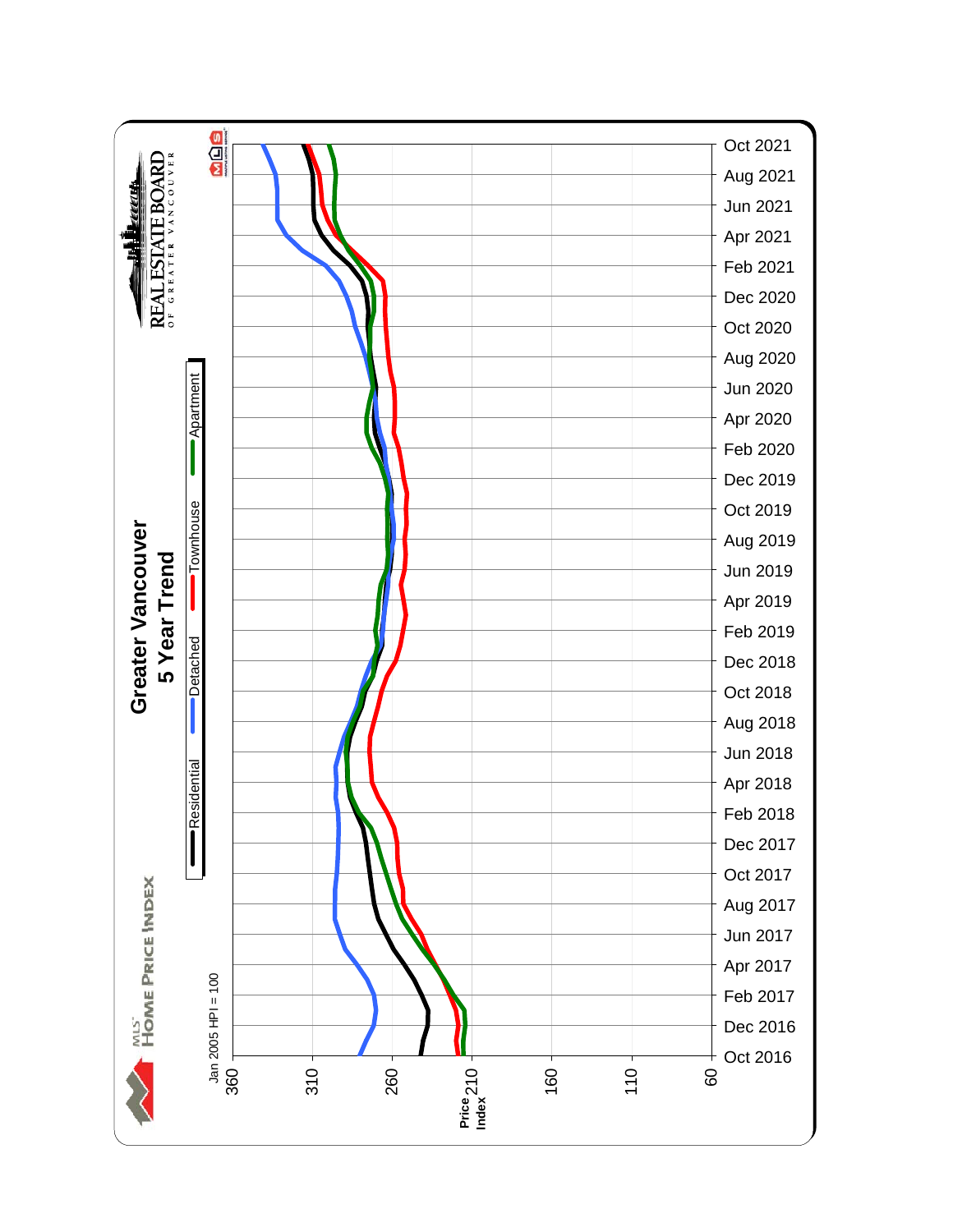# Greater Vancouver

## 5 Year Trend

MLS® HOME PRICE INDEX

REAL ESTATE BOARD OF GREATER VANCOUVER

Legend: Residential, Detached, Townhouse, Apartment

Jan 2005 HPI = 100

Price Index: 60, 110, 160, 210, 260, 310, 360

Oct 2016, Dec 2016, Feb 2017, Apr 2017, Jun 2017, Aug 2017, Oct 2017, Dec 2017, Feb 2018, Apr 2018, Jun 2018, Aug 2018, Oct 2018, Dec 2018, Feb 2019, Apr 2019, Jun 2019, Aug 2019, Oct 2019, Dec 2019, Feb 2020, Apr 2020, Jun 2020, Aug 2020, Oct 2020, Dec 2020, Feb 2021, Apr 2021, Jun 2021, Aug 2021, Oct 2021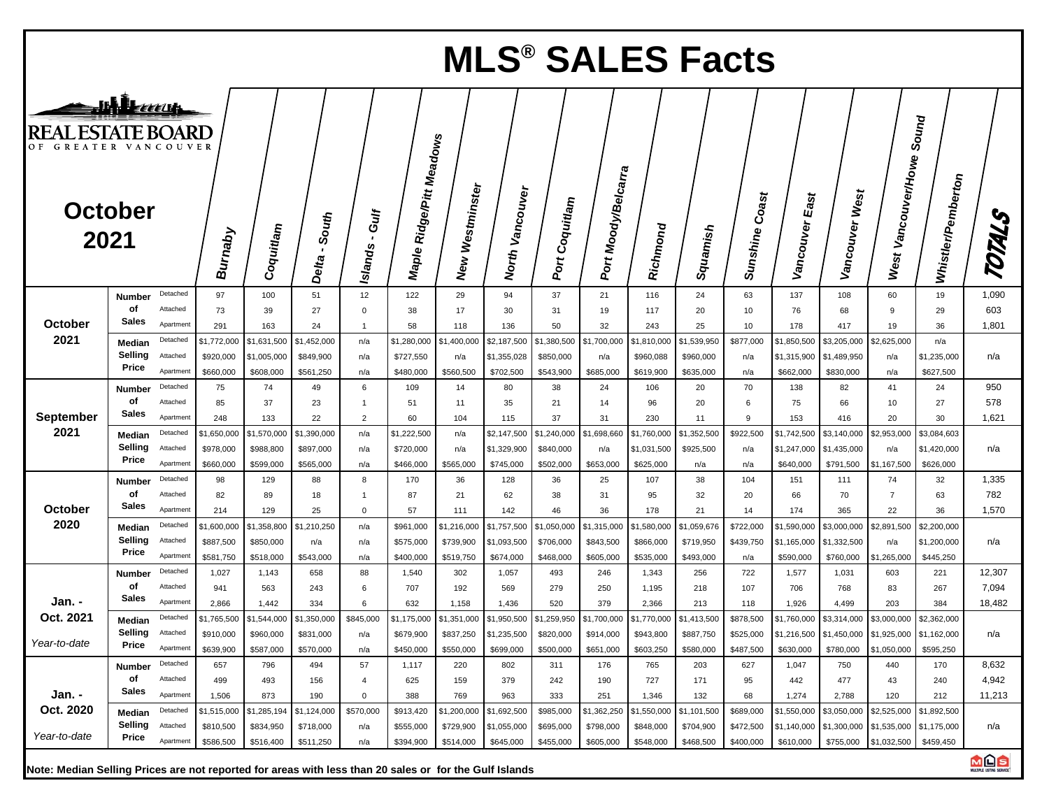# MLS® SALES Facts

REAL ESTATE BOARD OF GREATER VANCOUVER

## October 2021

| Period | | | Burnaby | Coquitlam | Delta - South | Islands - Gulf | Maple Ridge/Pitt Meadows | New Westminster | North Vancouver | Port Coquitlam | Port Moody/Belcarra | Richmond | Squamish | Sunshine Coast | Vancouver East | Vancouver West | West Vancouver/Howe Sound | Whistler/Pemberton | TOTALS |
|---|---|---|---|---|---|---|---|---|---|---|---|---|---|---|---|---|---|---|---|
| October 2021 | Number of Sales | Detached | 97 | 100 | 51 | 12 | 122 | 29 | 94 | 37 | 21 | 116 | 24 | 63 | 137 | 108 | 60 | 19 | 1,090 |
| | | Attached | 73 | 39 | 27 | 0 | 38 | 17 | 30 | 31 | 19 | 117 | 20 | 10 | 76 | 68 | 9 | 29 | 603 |
| | | Apartment | 291 | 163 | 24 | 1 | 58 | 118 | 136 | 50 | 32 | 243 | 25 | 10 | 178 | 417 | 19 | 36 | 1,801 |
| | Median Selling Price | Detached | $1,772,000 | $1,631,500 | $1,452,000 | n/a | $1,280,000 | $1,400,000 | $2,187,500 | $1,380,500 | $1,700,000 | $1,810,000 | $1,539,950 | $877,000 | $1,850,500 | $3,205,000 | $2,625,000 | n/a | n/a |
| | | Attached | $920,000 | $1,005,000 | $849,900 | n/a | $727,550 | n/a | $1,355,028 | $850,000 | n/a | $960,088 | $960,000 | n/a | $1,315,900 | $1,489,950 | n/a | $1,235,000 | |
| | | Apartment | $660,000 | $608,000 | $561,250 | n/a | $480,000 | $560,500 | $702,500 | $543,900 | $685,000 | $619,900 | $635,000 | n/a | $662,000 | $830,000 | n/a | $627,500 | |
| September 2021 | Number of Sales | Detached | 75 | 74 | 49 | 6 | 109 | 14 | 80 | 38 | 24 | 106 | 20 | 70 | 138 | 82 | 41 | 24 | 950 |
| | | Attached | 85 | 37 | 23 | 1 | 51 | 11 | 35 | 21 | 14 | 96 | 20 | 6 | 75 | 66 | 10 | 27 | 578 |
| | | Apartment | 248 | 133 | 22 | 2 | 60 | 104 | 115 | 37 | 31 | 230 | 11 | 9 | 153 | 416 | 20 | 30 | 1,621 |
| | Median Selling Price | Detached | $1,650,000 | $1,570,000 | $1,390,000 | n/a | $1,222,500 | n/a | $2,147,500 | $1,240,000 | $1,698,660 | $1,760,000 | $1,352,500 | $922,500 | $1,742,500 | $3,140,000 | $2,953,000 | $3,084,603 | n/a |
| | | Attached | $978,000 | $988,800 | $897,000 | n/a | $720,000 | n/a | $1,329,900 | $840,000 | n/a | $1,031,500 | $925,500 | n/a | $1,247,000 | $1,435,000 | n/a | $1,420,000 | |
| | | Apartment | $660,000 | $599,000 | $565,000 | n/a | $466,000 | $565,000 | $745,000 | $502,000 | $653,000 | $625,000 | n/a | n/a | $640,000 | $791,500 | $1,167,500 | $626,000 | |
| October 2020 | Number of Sales | Detached | 98 | 129 | 88 | 8 | 170 | 36 | 128 | 36 | 25 | 107 | 38 | 104 | 151 | 111 | 74 | 32 | 1,335 |
| | | Attached | 82 | 89 | 18 | 1 | 87 | 21 | 62 | 38 | 31 | 95 | 32 | 20 | 66 | 70 | 7 | 63 | 782 |
| | | Apartment | 214 | 129 | 25 | 0 | 57 | 111 | 142 | 46 | 36 | 178 | 21 | 14 | 174 | 365 | 22 | 36 | 1,570 |
| | Median Selling Price | Detached | $1,600,000 | $1,358,800 | $1,210,250 | n/a | $961,000 | $1,216,000 | $1,757,500 | $1,050,000 | $1,315,000 | $1,580,000 | $1,059,676 | $722,000 | $1,590,000 | $3,000,000 | $2,891,500 | $2,200,000 | n/a |
| | | Attached | $887,500 | $850,000 | n/a | n/a | $575,000 | $739,900 | $1,093,500 | $706,000 | $843,500 | $866,000 | $719,950 | $439,750 | $1,165,000 | $1,332,500 | n/a | $1,200,000 | |
| | | Apartment | $581,750 | $518,000 | $543,000 | n/a | $400,000 | $519,750 | $674,000 | $468,000 | $605,000 | $535,000 | $493,000 | n/a | $590,000 | $760,000 | $1,265,000 | $445,250 | |
| Jan. - Oct. 2021 *Year-to-date* | Number of Sales | Detached | 1,027 | 1,143 | 658 | 88 | 1,540 | 302 | 1,057 | 493 | 246 | 1,343 | 256 | 722 | 1,577 | 1,031 | 603 | 221 | 12,307 |
| | | Attached | 941 | 563 | 243 | 6 | 707 | 192 | 569 | 279 | 250 | 1,195 | 218 | 107 | 706 | 768 | 83 | 267 | 7,094 |
| | | Apartment | 2,866 | 1,442 | 334 | 6 | 632 | 1,158 | 1,436 | 520 | 379 | 2,366 | 213 | 118 | 1,926 | 4,499 | 203 | 384 | 18,482 |
| | Median Selling Price | Detached | $1,765,500 | $1,544,000 | $1,350,000 | $845,000 | $1,175,000 | $1,351,000 | $1,950,500 | $1,259,950 | $1,700,000 | $1,770,000 | $1,413,500 | $878,500 | $1,760,000 | $3,314,000 | $3,000,000 | $2,362,000 | n/a |
| | | Attached | $910,000 | $960,000 | $831,000 | n/a | $679,900 | $837,250 | $1,235,500 | $820,000 | $914,000 | $943,800 | $887,750 | $525,000 | $1,216,500 | $1,450,000 | $1,925,000 | $1,162,000 | |
| | | Apartment | $639,900 | $587,000 | $570,000 | n/a | $450,000 | $550,000 | $699,000 | $500,000 | $651,000 | $603,250 | $580,000 | $487,500 | $630,000 | $780,000 | $1,050,000 | $595,250 | |
| Jan. - Oct. 2020 *Year-to-date* | Number of Sales | Detached | 657 | 796 | 494 | 57 | 1,117 | 220 | 802 | 311 | 176 | 765 | 203 | 627 | 1,047 | 750 | 440 | 170 | 8,632 |
| | | Attached | 499 | 493 | 156 | 4 | 625 | 159 | 379 | 242 | 190 | 727 | 171 | 95 | 442 | 477 | 43 | 240 | 4,942 |
| | | Apartment | 1,506 | 873 | 190 | 0 | 388 | 769 | 963 | 333 | 251 | 1,346 | 132 | 68 | 1,274 | 2,788 | 120 | 212 | 11,213 |
| | Median Selling Price | Detached | $1,515,000 | $1,285,194 | $1,124,000 | $570,000 | $913,420 | $1,200,000 | $1,692,500 | $985,000 | $1,362,250 | $1,550,000 | $1,101,500 | $689,000 | $1,550,000 | $3,050,000 | $2,525,000 | $1,892,500 | n/a |
| | | Attached | $810,500 | $834,950 | $718,000 | n/a | $555,000 | $729,900 | $1,055,000 | $695,000 | $798,000 | $848,000 | $704,900 | $472,500 | $1,140,000 | $1,300,000 | $1,535,000 | $1,175,000 | |
| | | Apartment | $586,500 | $516,400 | $511,250 | n/a | $394,900 | $514,000 | $645,000 | $455,000 | $605,000 | $548,000 | $468,500 | $400,000 | $610,000 | $755,000 | $1,032,500 | $459,450 | |

**Note: Median Selling Prices are not reported for areas with less than 20 sales or for the Gulf Islands**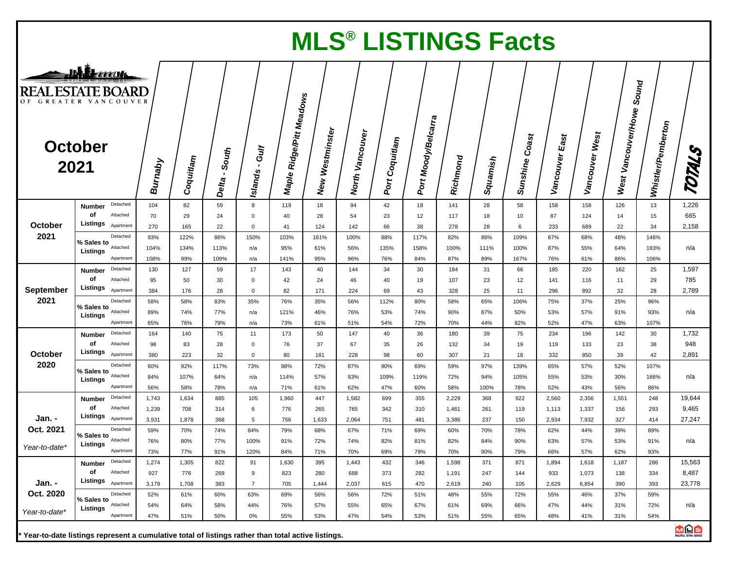# MLS® LISTINGS Facts

REAL ESTATE BOARD OF GREATER VANCOUVER

## October 2021

| Period | Metric | Type | Burnaby | Coquitlam | Delta - South | Islands - Gulf | Maple Ridge/Pitt Meadows | New Westminster | North Vancouver | Port Coquitlam | Port Moody/Belcarra | Richmond | Squamish | Sunshine Coast | Vancouver East | Vancouver West | West Vancouver/Howe Sound | Whistler/Pemberton | TOTALS |
|---|---|---|---|---|---|---|---|---|---|---|---|---|---|---|---|---|---|---|---|
| October 2021 | Number of Listings | Detached | 104 | 82 | 59 | 8 | 119 | 18 | 94 | 42 | 18 | 141 | 28 | 58 | 158 | 158 | 126 | 13 | 1,226 |
| | | Attached | 70 | 29 | 24 | 0 | 40 | 28 | 54 | 23 | 12 | 117 | 18 | 10 | 87 | 124 | 14 | 15 | 665 |
| | | Apartment | 270 | 165 | 22 | 0 | 41 | 124 | 142 | 66 | 38 | 278 | 28 | 6 | 233 | 689 | 22 | 34 | 2,158 |
| | % Sales to Listings | Detached | 93% | 122% | 86% | 150% | 103% | 161% | 100% | 88% | 117% | 82% | 86% | 109% | 87% | 68% | 48% | 146% | n/a |
| | | Attached | 104% | 134% | 113% | n/a | 95% | 61% | 56% | 135% | 158% | 100% | 111% | 100% | 87% | 55% | 64% | 193% | |
| | | Apartment | 108% | 99% | 109% | n/a | 141% | 95% | 96% | 76% | 84% | 87% | 89% | 167% | 76% | 61% | 86% | 106% | |
| September 2021 | Number of Listings | Detached | 130 | 127 | 59 | 17 | 143 | 40 | 144 | 34 | 30 | 184 | 31 | 66 | 185 | 220 | 162 | 25 | 1,597 |
| | | Attached | 95 | 50 | 30 | 0 | 42 | 24 | 46 | 40 | 19 | 107 | 23 | 12 | 141 | 116 | 11 | 29 | 785 |
| | | Apartment | 384 | 176 | 28 | 0 | 82 | 171 | 224 | 69 | 43 | 328 | 25 | 11 | 296 | 892 | 32 | 28 | 2,789 |
| | % Sales to Listings | Detached | 58% | 58% | 83% | 35% | 76% | 35% | 56% | 112% | 80% | 58% | 65% | 106% | 75% | 37% | 25% | 96% | n/a |
| | | Attached | 89% | 74% | 77% | n/a | 121% | 46% | 76% | 53% | 74% | 90% | 87% | 50% | 53% | 57% | 91% | 93% | |
| | | Apartment | 65% | 76% | 79% | n/a | 73% | 61% | 51% | 54% | 72% | 70% | 44% | 82% | 52% | 47% | 63% | 107% | |
| October 2020 | Number of Listings | Detached | 164 | 140 | 75 | 11 | 173 | 50 | 147 | 40 | 36 | 180 | 39 | 75 | 234 | 196 | 142 | 30 | 1,732 |
| | | Attached | 98 | 83 | 28 | 0 | 76 | 37 | 67 | 35 | 26 | 132 | 34 | 19 | 119 | 133 | 23 | 38 | 948 |
| | | Apartment | 380 | 223 | 32 | 0 | 80 | 181 | 228 | 98 | 60 | 307 | 21 | 18 | 332 | 850 | 39 | 42 | 2,891 |
| | % Sales to Listings | Detached | 60% | 92% | 117% | 73% | 98% | 72% | 87% | 90% | 69% | 59% | 97% | 139% | 65% | 57% | 52% | 107% | n/a |
| | | Attached | 84% | 107% | 64% | n/a | 114% | 57% | 93% | 109% | 119% | 72% | 94% | 105% | 55% | 53% | 30% | 166% | |
| | | Apartment | 56% | 58% | 78% | n/a | 71% | 61% | 62% | 47% | 60% | 58% | 100% | 78% | 52% | 43% | 56% | 86% | |
| Jan. - Oct. 2021 *Year-to-date** | Number of Listings | Detached | 1,743 | 1,634 | 885 | 105 | 1,960 | 447 | 1,582 | 699 | 355 | 2,229 | 368 | 922 | 2,560 | 2,356 | 1,551 | 248 | 19,644 |
| | | Attached | 1,239 | 708 | 314 | 6 | 776 | 265 | 765 | 342 | 310 | 1,461 | 261 | 119 | 1,113 | 1,337 | 156 | 293 | 9,465 |
| | | Apartment | 3,931 | 1,878 | 368 | 5 | 756 | 1,633 | 2,064 | 751 | 481 | 3,386 | 237 | 150 | 2,934 | 7,932 | 327 | 414 | 27,247 |
| | % Sales to Listings | Detached | 59% | 70% | 74% | 84% | 79% | 68% | 67% | 71% | 69% | 60% | 70% | 78% | 62% | 44% | 39% | 89% | n/a |
| | | Attached | 76% | 80% | 77% | 100% | 91% | 72% | 74% | 82% | 81% | 82% | 84% | 90% | 63% | 57% | 53% | 91% | |
| | | Apartment | 73% | 77% | 91% | 120% | 84% | 71% | 70% | 69% | 79% | 70% | 90% | 79% | 66% | 57% | 62% | 93% | |
| Jan. - Oct. 2020 *Year-to-date** | Number of Listings | Detached | 1,274 | 1,305 | 822 | 91 | 1,630 | 395 | 1,443 | 432 | 346 | 1,598 | 371 | 871 | 1,894 | 1,618 | 1,187 | 286 | 15,563 |
| | | Attached | 927 | 776 | 269 | 9 | 823 | 280 | 688 | 373 | 282 | 1,191 | 247 | 144 | 933 | 1,073 | 138 | 334 | 8,487 |
| | | Apartment | 3,179 | 1,708 | 383 | 7 | 705 | 1,444 | 2,037 | 615 | 470 | 2,619 | 240 | 105 | 2,629 | 6,854 | 390 | 393 | 23,778 |
| | % Sales to Listings | Detached | 52% | 61% | 60% | 63% | 69% | 56% | 56% | 72% | 51% | 48% | 55% | 72% | 55% | 46% | 37% | 59% | n/a |
| | | Attached | 54% | 64% | 58% | 44% | 76% | 57% | 55% | 65% | 67% | 61% | 69% | 66% | 47% | 44% | 31% | 72% | |
| | | Apartment | 47% | 51% | 50% | 0% | 55% | 53% | 47% | 54% | 53% | 51% | 55% | 65% | 48% | 41% | 31% | 54% | |

**\* Year-to-date listings represent a cumulative total of listings rather than total active listings.**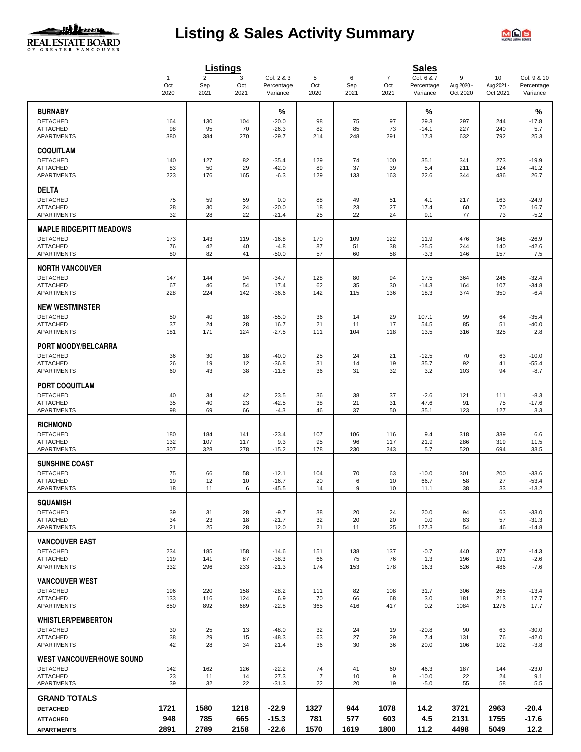# Listing & Sales Activity Summary

| | Listings | | | | Sales | | | | | |
|---|---|---|---|---|---|---|---|---|---|---|
| | 1 Oct 2020 | 2 Sep 2021 | 3 Oct 2021 | Col. 2 & 3 Percentage Variance | 5 Oct 2020 | 6 Sep 2021 | 7 Oct 2021 | Col. 6 & 7 Percentage Variance | 9 Aug 2020 - Oct 2020 | 10 Aug 2021 - Oct 2021 | Col. 9 & 10 Percentage Variance |
| **BURNABY** | | | | % | | | | % | | | % |
| DETACHED | 164 | 130 | 104 | -20.0 | 98 | 75 | 97 | 29.3 | 297 | 244 | -17.8 |
| ATTACHED | 98 | 95 | 70 | -26.3 | 82 | 85 | 73 | -14.1 | 227 | 240 | 5.7 |
| APARTMENTS | 380 | 384 | 270 | -29.7 | 214 | 248 | 291 | 17.3 | 632 | 792 | 25.3 |
| **COQUITLAM** | | | | | | | | | | | |
| DETACHED | 140 | 127 | 82 | -35.4 | 129 | 74 | 100 | 35.1 | 341 | 273 | -19.9 |
| ATTACHED | 83 | 50 | 29 | -42.0 | 89 | 37 | 39 | 5.4 | 211 | 124 | -41.2 |
| APARTMENTS | 223 | 176 | 165 | -6.3 | 129 | 133 | 163 | 22.6 | 344 | 436 | 26.7 |
| **DELTA** | | | | | | | | | | | |
| DETACHED | 75 | 59 | 59 | 0.0 | 88 | 49 | 51 | 4.1 | 217 | 163 | -24.9 |
| ATTACHED | 28 | 30 | 24 | -20.0 | 18 | 23 | 27 | 17.4 | 60 | 70 | 16.7 |
| APARTMENTS | 32 | 28 | 22 | -21.4 | 25 | 22 | 24 | 9.1 | 77 | 73 | -5.2 |
| **MAPLE RIDGE/PITT MEADOWS** | | | | | | | | | | | |
| DETACHED | 173 | 143 | 119 | -16.8 | 170 | 109 | 122 | 11.9 | 476 | 348 | -26.9 |
| ATTACHED | 76 | 42 | 40 | -4.8 | 87 | 51 | 38 | -25.5 | 244 | 140 | -42.6 |
| APARTMENTS | 80 | 82 | 41 | -50.0 | 57 | 60 | 58 | -3.3 | 146 | 157 | 7.5 |
| **NORTH VANCOUVER** | | | | | | | | | | | |
| DETACHED | 147 | 144 | 94 | -34.7 | 128 | 80 | 94 | 17.5 | 364 | 246 | -32.4 |
| ATTACHED | 67 | 46 | 54 | 17.4 | 62 | 35 | 30 | -14.3 | 164 | 107 | -34.8 |
| APARTMENTS | 228 | 224 | 142 | -36.6 | 142 | 115 | 136 | 18.3 | 374 | 350 | -6.4 |
| **NEW WESTMINSTER** | | | | | | | | | | | |
| DETACHED | 50 | 40 | 18 | -55.0 | 36 | 14 | 29 | 107.1 | 99 | 64 | -35.4 |
| ATTACHED | 37 | 24 | 28 | 16.7 | 21 | 11 | 17 | 54.5 | 85 | 51 | -40.0 |
| APARTMENTS | 181 | 171 | 124 | -27.5 | 111 | 104 | 118 | 13.5 | 316 | 325 | 2.8 |
| **PORT MOODY/BELCARRA** | | | | | | | | | | | |
| DETACHED | 36 | 30 | 18 | -40.0 | 25 | 24 | 21 | -12.5 | 70 | 63 | -10.0 |
| ATTACHED | 26 | 19 | 12 | -36.8 | 31 | 14 | 19 | 35.7 | 92 | 41 | -55.4 |
| APARTMENTS | 60 | 43 | 38 | -11.6 | 36 | 31 | 32 | 3.2 | 103 | 94 | -8.7 |
| **PORT COQUITLAM** | | | | | | | | | | | |
| DETACHED | 40 | 34 | 42 | 23.5 | 36 | 38 | 37 | -2.6 | 121 | 111 | -8.3 |
| ATTACHED | 35 | 40 | 23 | -42.5 | 38 | 21 | 31 | 47.6 | 91 | 75 | -17.6 |
| APARTMENTS | 98 | 69 | 66 | -4.3 | 46 | 37 | 50 | 35.1 | 123 | 127 | 3.3 |
| **RICHMOND** | | | | | | | | | | | |
| DETACHED | 180 | 184 | 141 | -23.4 | 107 | 106 | 116 | 9.4 | 318 | 339 | 6.6 |
| ATTACHED | 132 | 107 | 117 | 9.3 | 95 | 96 | 117 | 21.9 | 286 | 319 | 11.5 |
| APARTMENTS | 307 | 328 | 278 | -15.2 | 178 | 230 | 243 | 5.7 | 520 | 694 | 33.5 |
| **SUNSHINE COAST** | | | | | | | | | | | |
| DETACHED | 75 | 66 | 58 | -12.1 | 104 | 70 | 63 | -10.0 | 301 | 200 | -33.6 |
| ATTACHED | 19 | 12 | 10 | -16.7 | 20 | 6 | 10 | 66.7 | 58 | 27 | -53.4 |
| APARTMENTS | 18 | 11 | 6 | -45.5 | 14 | 9 | 10 | 11.1 | 38 | 33 | -13.2 |
| **SQUAMISH** | | | | | | | | | | | |
| DETACHED | 39 | 31 | 28 | -9.7 | 38 | 20 | 24 | 20.0 | 94 | 63 | -33.0 |
| ATTACHED | 34 | 23 | 18 | -21.7 | 32 | 20 | 20 | 0.0 | 83 | 57 | -31.3 |
| APARTMENTS | 21 | 25 | 28 | 12.0 | 21 | 11 | 25 | 127.3 | 54 | 46 | -14.8 |
| **VANCOUVER EAST** | | | | | | | | | | | |
| DETACHED | 234 | 185 | 158 | -14.6 | 151 | 138 | 137 | -0.7 | 440 | 377 | -14.3 |
| ATTACHED | 119 | 141 | 87 | -38.3 | 66 | 75 | 76 | 1.3 | 196 | 191 | -2.6 |
| APARTMENTS | 332 | 296 | 233 | -21.3 | 174 | 153 | 178 | 16.3 | 526 | 486 | -7.6 |
| **VANCOUVER WEST** | | | | | | | | | | | |
| DETACHED | 196 | 220 | 158 | -28.2 | 111 | 82 | 108 | 31.7 | 306 | 265 | -13.4 |
| ATTACHED | 133 | 116 | 124 | 6.9 | 70 | 66 | 68 | 3.0 | 181 | 213 | 17.7 |
| APARTMENTS | 850 | 892 | 689 | -22.8 | 365 | 416 | 417 | 0.2 | 1084 | 1276 | 17.7 |
| **WHISTLER/PEMBERTON** | | | | | | | | | | | |
| DETACHED | 30 | 25 | 13 | -48.0 | 32 | 24 | 19 | -20.8 | 90 | 63 | -30.0 |
| ATTACHED | 38 | 29 | 15 | -48.3 | 63 | 27 | 29 | 7.4 | 131 | 76 | -42.0 |
| APARTMENTS | 42 | 28 | 34 | 21.4 | 36 | 30 | 36 | 20.0 | 106 | 102 | -3.8 |
| **WEST VANCOUVER/HOWE SOUND** | | | | | | | | | | | |
| DETACHED | 142 | 162 | 126 | -22.2 | 74 | 41 | 60 | 46.3 | 187 | 144 | -23.0 |
| ATTACHED | 23 | 11 | 14 | 27.3 | 7 | 10 | 9 | -10.0 | 22 | 24 | 9.1 |
| APARTMENTS | 39 | 32 | 22 | -31.3 | 22 | 20 | 19 | -5.0 | 55 | 58 | 5.5 |
| **GRAND TOTALS** | | | | | | | | | | | |
| **DETACHED** | **1721** | **1580** | **1218** | **-22.9** | **1327** | **944** | **1078** | **14.2** | **3721** | **2963** | **-20.4** |
| **ATTACHED** | **948** | **785** | **665** | **-15.3** | **781** | **577** | **603** | **4.5** | **2131** | **1755** | **-17.6** |
| **APARTMENTS** | **2891** | **2789** | **2158** | **-22.6** | **1570** | **1619** | **1800** | **11.2** | **4498** | **5049** | **12.2** |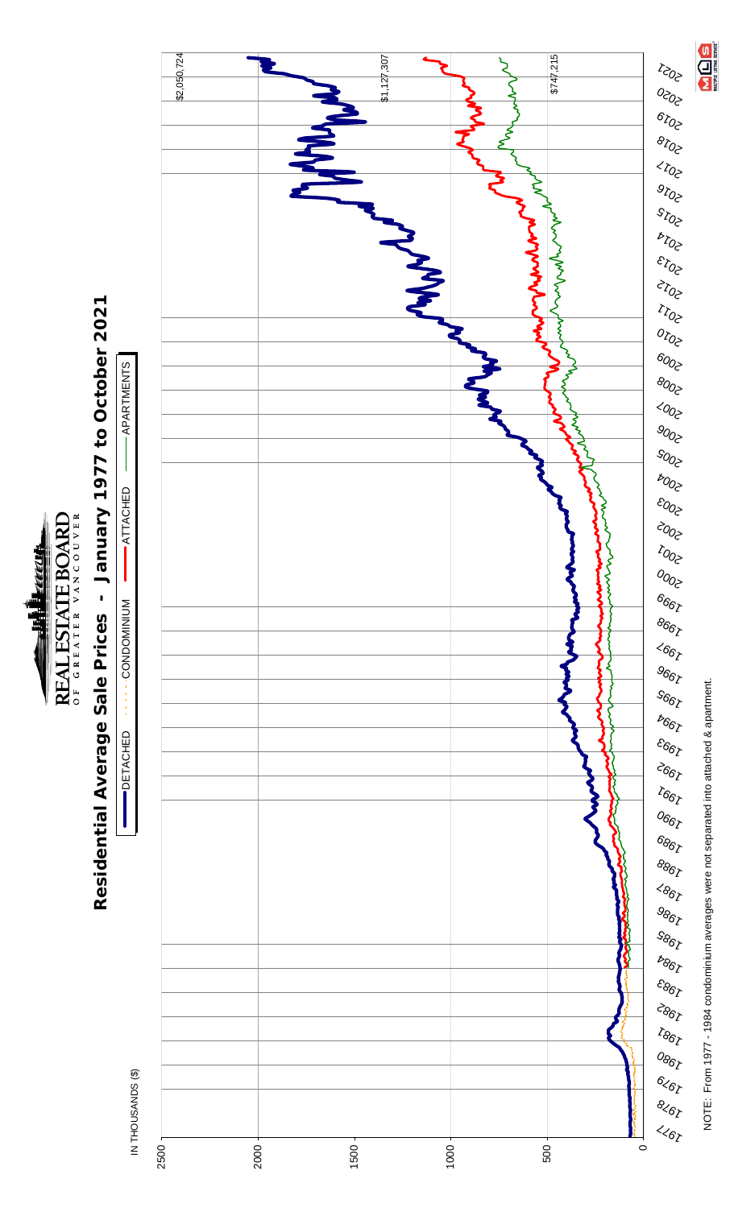# Residential Average Sale Prices - January 1977 to October 2021

REAL ESTATE BOARD OF GREATER VANCOUVER

DETACHED
CONDOMINIUM
ATTACHED
APARTMENTS

IN THOUSANDS ($)

2500
2000
1500
1000
500
0

$2,050,724
$1,127,307
$747,215

1977
1978
1979
1980
1981
1982
1983
1984
1985
1986
1987
1988
1989
1990
1991
1992
1993
1994
1995
1996
1997
1998
1999
2000
2001
2002
2003
2004
2005
2006
2007
2008
2009
2010
2011
2012
2013
2014
2015
2016
2017
2018
2019
2020
2021

MLS MULTIPLE LISTING SERVICE

NOTE: From 1977 - 1984 condominium averages were not separated into attached & apartment.